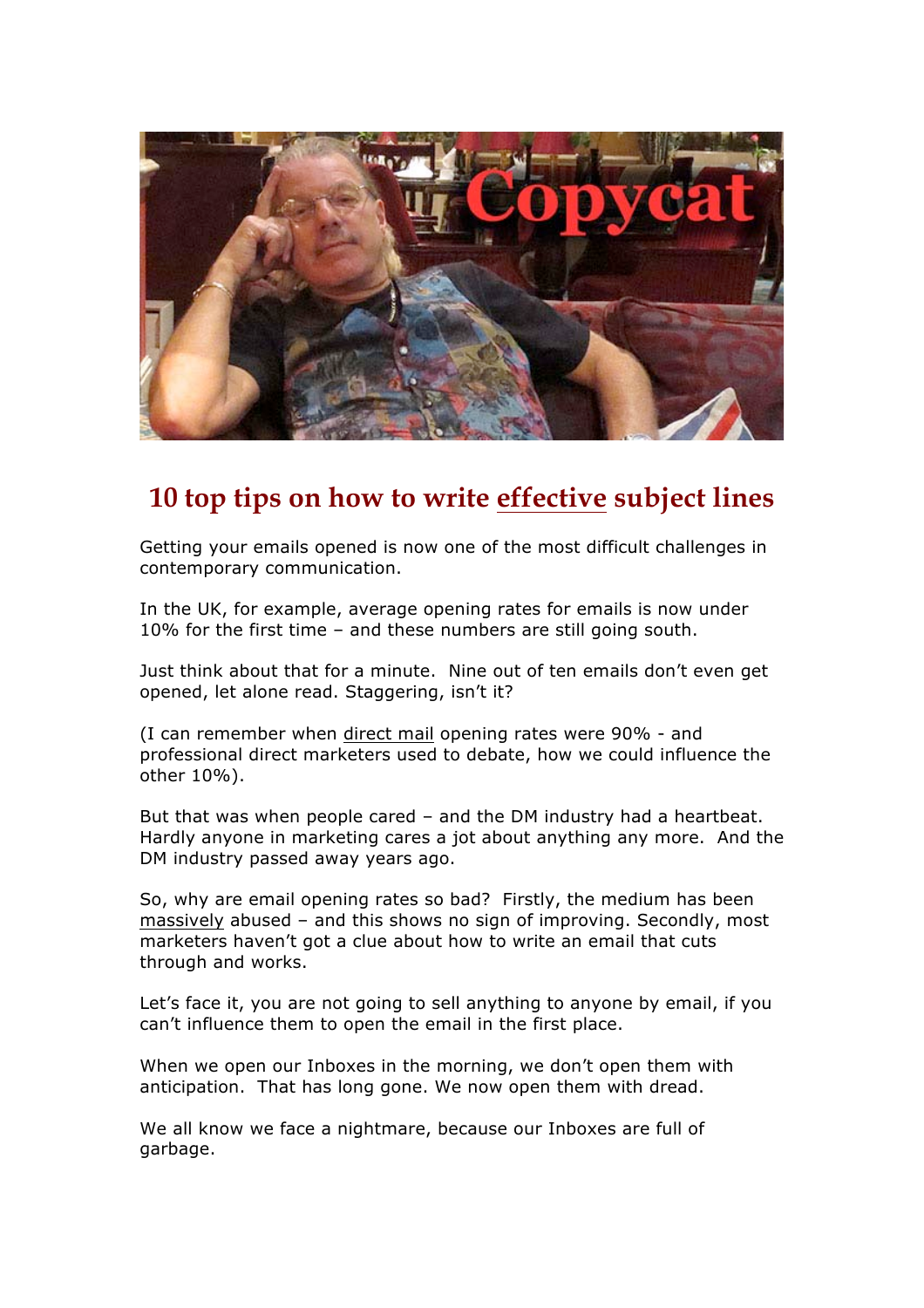# 10 top tips on how to write effective subject lines

Getting your emails opened is now one of the most difficult challenges in contemporary communication.

In the UK, for example, average opening rates for emails is now under 10% for the first time – and these numbers are still going south.

Just think about that for a minute. Nine out of ten emails don't even get opened, let alone read. Staggering, isn't it?

(I can remember when direct mail opening rates were 90% - and professional direct marketers used to debate, how we could influence the other 10%).

But that was when people cared – and the DM industry had a heartbeat. Hardly anyone in marketing cares a jot about anything any more. And the DM industry passed away years ago.

So, why are email opening rates so bad? Firstly, the medium has been massively abused – and this shows no sign of improving. Secondly, most marketers haven't got a clue about how to write an email that cuts through and works.

Let's face it, you are not going to sell anything to anyone by email, if you can't influence them to open the email in the first place.

When we open our Inboxes in the morning, we don't open them with anticipation. That has long gone. We now open them with dread.

We all know we face a nightmare, because our Inboxes are full of garbage.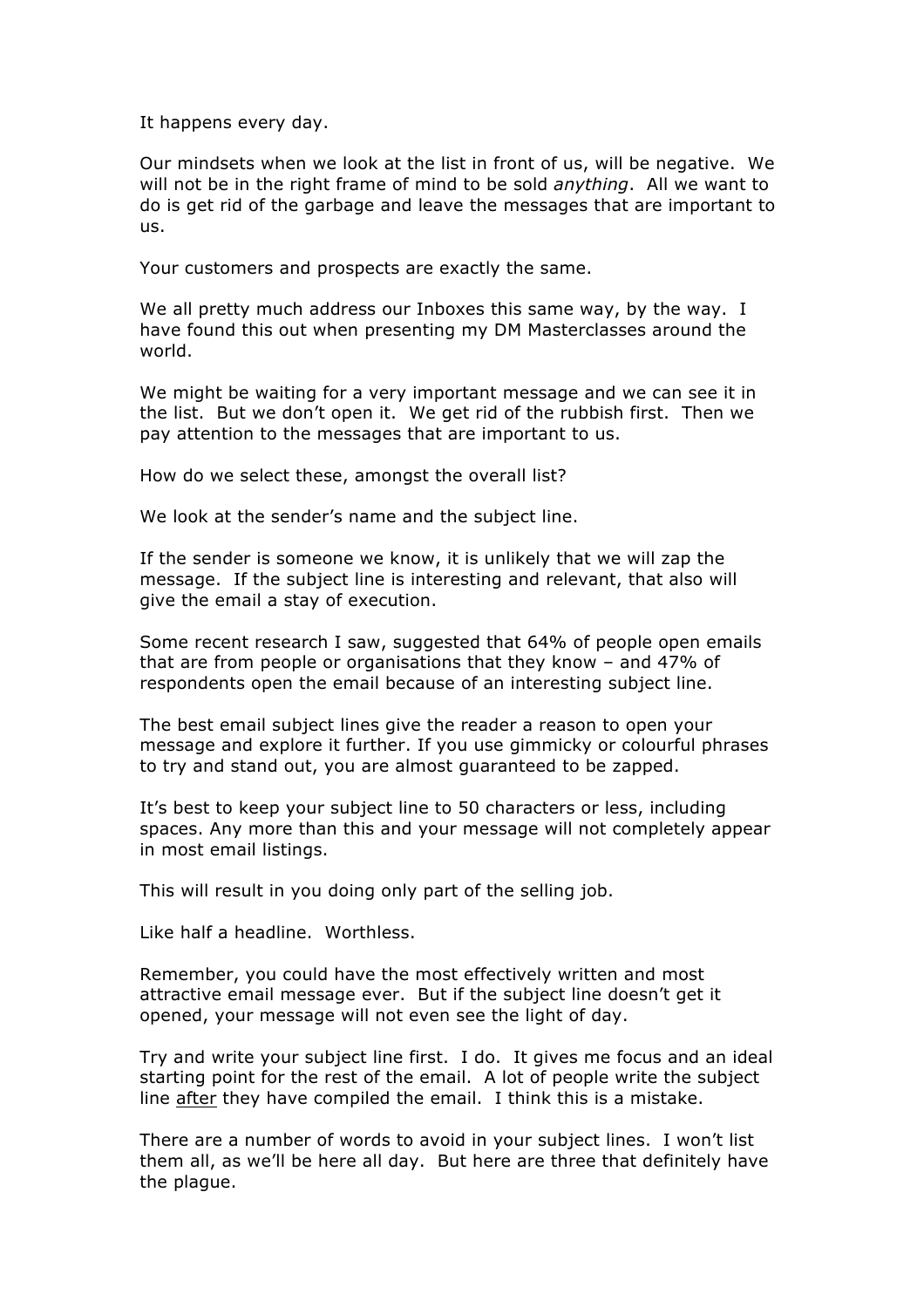It happens every day.

Our mindsets when we look at the list in front of us, will be negative. We will not be in the right frame of mind to be sold *anything*. All we want to do is get rid of the garbage and leave the messages that are important to us.

Your customers and prospects are exactly the same.

We all pretty much address our Inboxes this same way, by the way. I have found this out when presenting my DM Masterclasses around the world.

We might be waiting for a very important message and we can see it in the list. But we don't open it. We get rid of the rubbish first. Then we pay attention to the messages that are important to us.

How do we select these, amongst the overall list?

We look at the sender's name and the subject line.

If the sender is someone we know, it is unlikely that we will zap the message. If the subject line is interesting and relevant, that also will give the email a stay of execution.

Some recent research I saw, suggested that 64% of people open emails that are from people or organisations that they know – and 47% of respondents open the email because of an interesting subject line.

The best email subject lines give the reader a reason to open your message and explore it further. If you use gimmicky or colourful phrases to try and stand out, you are almost guaranteed to be zapped.

It's best to keep your subject line to 50 characters or less, including spaces. Any more than this and your message will not completely appear in most email listings.

This will result in you doing only part of the selling job.

Like half a headline. Worthless.

Remember, you could have the most effectively written and most attractive email message ever. But if the subject line doesn't get it opened, your message will not even see the light of day.

Try and write your subject line first. I do. It gives me focus and an ideal starting point for the rest of the email. A lot of people write the subject line <u>after</u> they have compiled the email. I think this is a mistake.

There are a number of words to avoid in your subject lines. I won't list them all, as we'll be here all day. But here are three that definitely have the plague.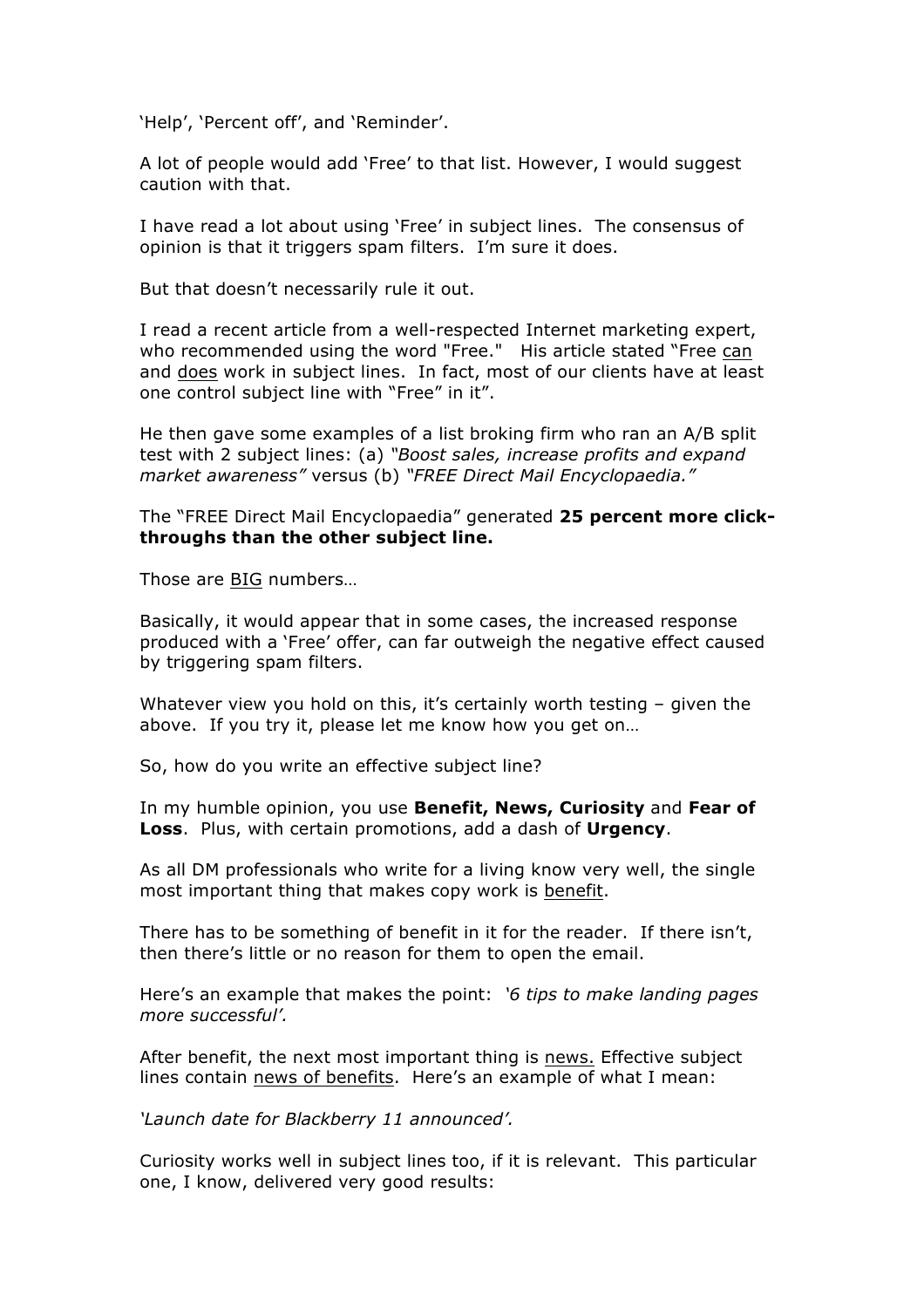'Help', 'Percent off', and 'Reminder'.

A lot of people would add 'Free' to that list. However, I would suggest caution with that.

I have read a lot about using 'Free' in subject lines. The consensus of opinion is that it triggers spam filters. I'm sure it does.

But that doesn't necessarily rule it out.

I read a recent article from a well-respected Internet marketing expert, who recommended using the word "Free." His article stated "Free <u>can</u> and <u>does</u> work in subject lines. In fact, most of our clients have at least one control subject line with "Free" in it".

He then gave some examples of a list broking firm who ran an A/B split test with 2 subject lines: (a) *"Boost sales, increase profits and expand market awareness"* versus (b) *"FREE Direct Mail Encyclopaedia."*

The "FREE Direct Mail Encyclopaedia" generated **25 percent more click-throughs than the other subject line.**

Those are <u>BIG</u> numbers…

Basically, it would appear that in some cases, the increased response produced with a 'Free' offer, can far outweigh the negative effect caused by triggering spam filters.

Whatever view you hold on this, it's certainly worth testing – given the above. If you try it, please let me know how you get on…

So, how do you write an effective subject line?

In my humble opinion, you use **Benefit, News, Curiosity** and **Fear of Loss**. Plus, with certain promotions, add a dash of **Urgency**.

As all DM professionals who write for a living know very well, the single most important thing that makes copy work is <u>benefit</u>.

There has to be something of benefit in it for the reader. If there isn't, then there's little or no reason for them to open the email.

Here's an example that makes the point: *'6 tips to make landing pages more successful'.*

After benefit, the next most important thing is <u>news.</u> Effective subject lines contain <u>news of benefits</u>. Here's an example of what I mean:

*'Launch date for Blackberry 11 announced'.*

Curiosity works well in subject lines too, if it is relevant. This particular one, I know, delivered very good results: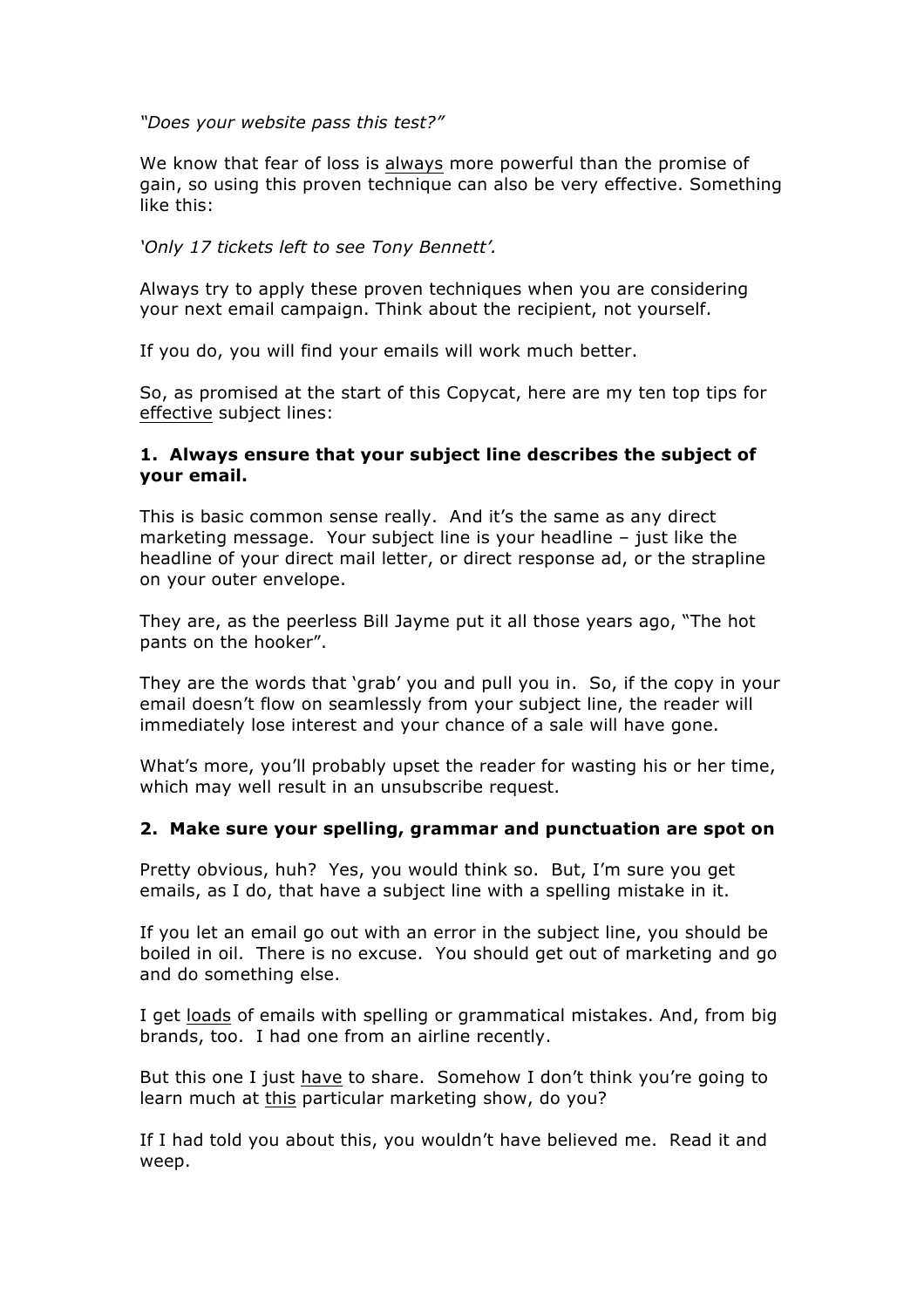*"Does your website pass this test?"*

We know that fear of loss is <u>always</u> more powerful than the promise of gain, so using this proven technique can also be very effective. Something like this:

*'Only 17 tickets left to see Tony Bennett'.*

Always try to apply these proven techniques when you are considering your next email campaign. Think about the recipient, not yourself.

If you do, you will find your emails will work much better.

So, as promised at the start of this Copycat, here are my ten top tips for <u>effective</u> subject lines:

**1. Always ensure that your subject line describes the subject of your email.**

This is basic common sense really. And it's the same as any direct marketing message. Your subject line is your headline – just like the headline of your direct mail letter, or direct response ad, or the strapline on your outer envelope.

They are, as the peerless Bill Jayme put it all those years ago, "The hot pants on the hooker".

They are the words that 'grab' you and pull you in. So, if the copy in your email doesn't flow on seamlessly from your subject line, the reader will immediately lose interest and your chance of a sale will have gone.

What's more, you'll probably upset the reader for wasting his or her time, which may well result in an unsubscribe request.

**2. Make sure your spelling, grammar and punctuation are spot on**

Pretty obvious, huh? Yes, you would think so. But, I'm sure you get emails, as I do, that have a subject line with a spelling mistake in it.

If you let an email go out with an error in the subject line, you should be boiled in oil. There is no excuse. You should get out of marketing and go and do something else.

I get <u>loads</u> of emails with spelling or grammatical mistakes. And, from big brands, too. I had one from an airline recently.

But this one I just <u>have</u> to share. Somehow I don't think you're going to learn much at <u>this</u> particular marketing show, do you?

If I had told you about this, you wouldn't have believed me. Read it and weep.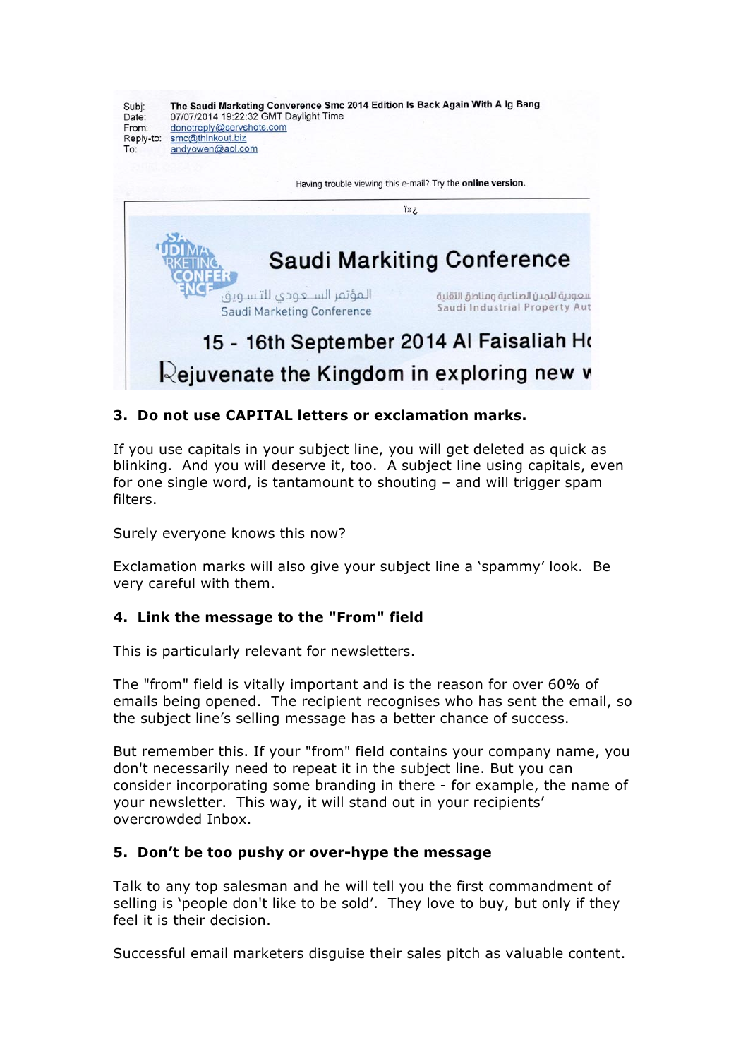Subj: **The Saudi Marketing Converence Smc 2014 Edition Is Back Again With A Ig Bang**
Date: 07/07/2014 19:22:32 GMT Daylight Time
From: donotreply@servshots.com
Reply-to: smc@thinkout.biz
To: andyowen@aol.com

Having trouble viewing this e-mail? Try the **online version**.

Saudi Markiting Conference

المؤتمر السـعـودي للتسـويق
Saudi Marketing Conference

سعودية للمدن الصناعية ومناطق التقنية
Saudi Industrial Property Aut

15 - 16th September 2014 Al Faisaliah Ho

Rejuvenate the Kingdom in exploring new w

**3. Do not use CAPITAL letters or exclamation marks.**

If you use capitals in your subject line, you will get deleted as quick as blinking. And you will deserve it, too. A subject line using capitals, even for one single word, is tantamount to shouting – and will trigger spam filters.

Surely everyone knows this now?

Exclamation marks will also give your subject line a 'spammy' look. Be very careful with them.

**4. Link the message to the "From" field**

This is particularly relevant for newsletters.

The "from" field is vitally important and is the reason for over 60% of emails being opened. The recipient recognises who has sent the email, so the subject line's selling message has a better chance of success.

But remember this. If your "from" field contains your company name, you don't necessarily need to repeat it in the subject line. But you can consider incorporating some branding in there - for example, the name of your newsletter. This way, it will stand out in your recipients' overcrowded Inbox.

**5. Don't be too pushy or over-hype the message**

Talk to any top salesman and he will tell you the first commandment of selling is 'people don't like to be sold'. They love to buy, but only if they feel it is their decision.

Successful email marketers disguise their sales pitch as valuable content.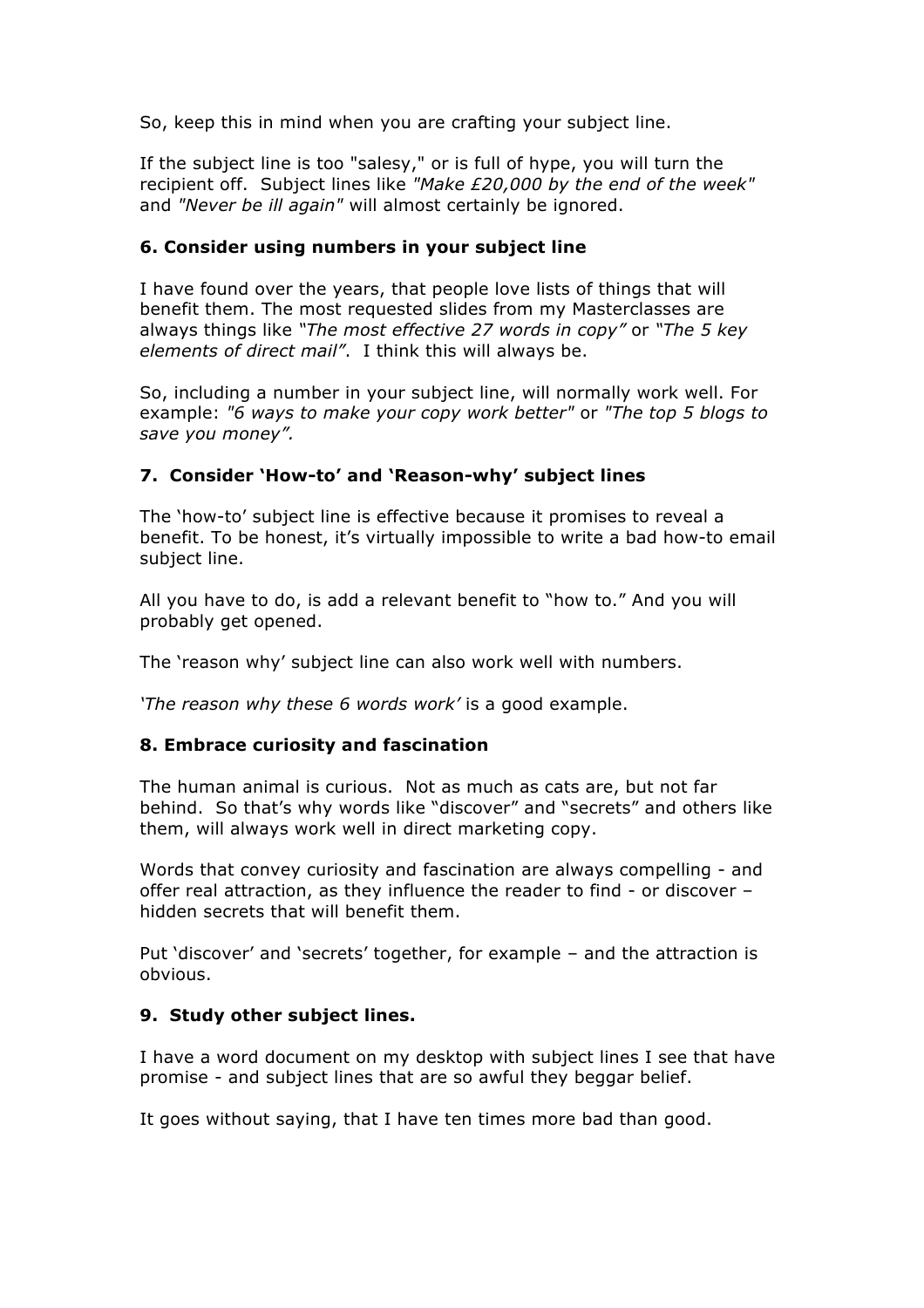So, keep this in mind when you are crafting your subject line.

If the subject line is too "salesy," or is full of hype, you will turn the recipient off. Subject lines like *"Make £20,000 by the end of the week"* and *"Never be ill again"* will almost certainly be ignored.

### 6. Consider using numbers in your subject line

I have found over the years, that people love lists of things that will benefit them. The most requested slides from my Masterclasses are always things like *"The most effective 27 words in copy"* or *"The 5 key elements of direct mail"*. I think this will always be.

So, including a number in your subject line, will normally work well. For example: *"6 ways to make your copy work better"* or *"The top 5 blogs to save you money".*

### 7. Consider 'How-to' and 'Reason-why' subject lines

The 'how-to' subject line is effective because it promises to reveal a benefit. To be honest, it's virtually impossible to write a bad how-to email subject line.

All you have to do, is add a relevant benefit to "how to." And you will probably get opened.

The 'reason why' subject line can also work well with numbers.

*'The reason why these 6 words work'* is a good example.

### 8. Embrace curiosity and fascination

The human animal is curious. Not as much as cats are, but not far behind. So that's why words like "discover" and "secrets" and others like them, will always work well in direct marketing copy.

Words that convey curiosity and fascination are always compelling - and offer real attraction, as they influence the reader to find - or discover – hidden secrets that will benefit them.

Put 'discover' and 'secrets' together, for example – and the attraction is obvious.

### 9. Study other subject lines.

I have a word document on my desktop with subject lines I see that have promise - and subject lines that are so awful they beggar belief.

It goes without saying, that I have ten times more bad than good.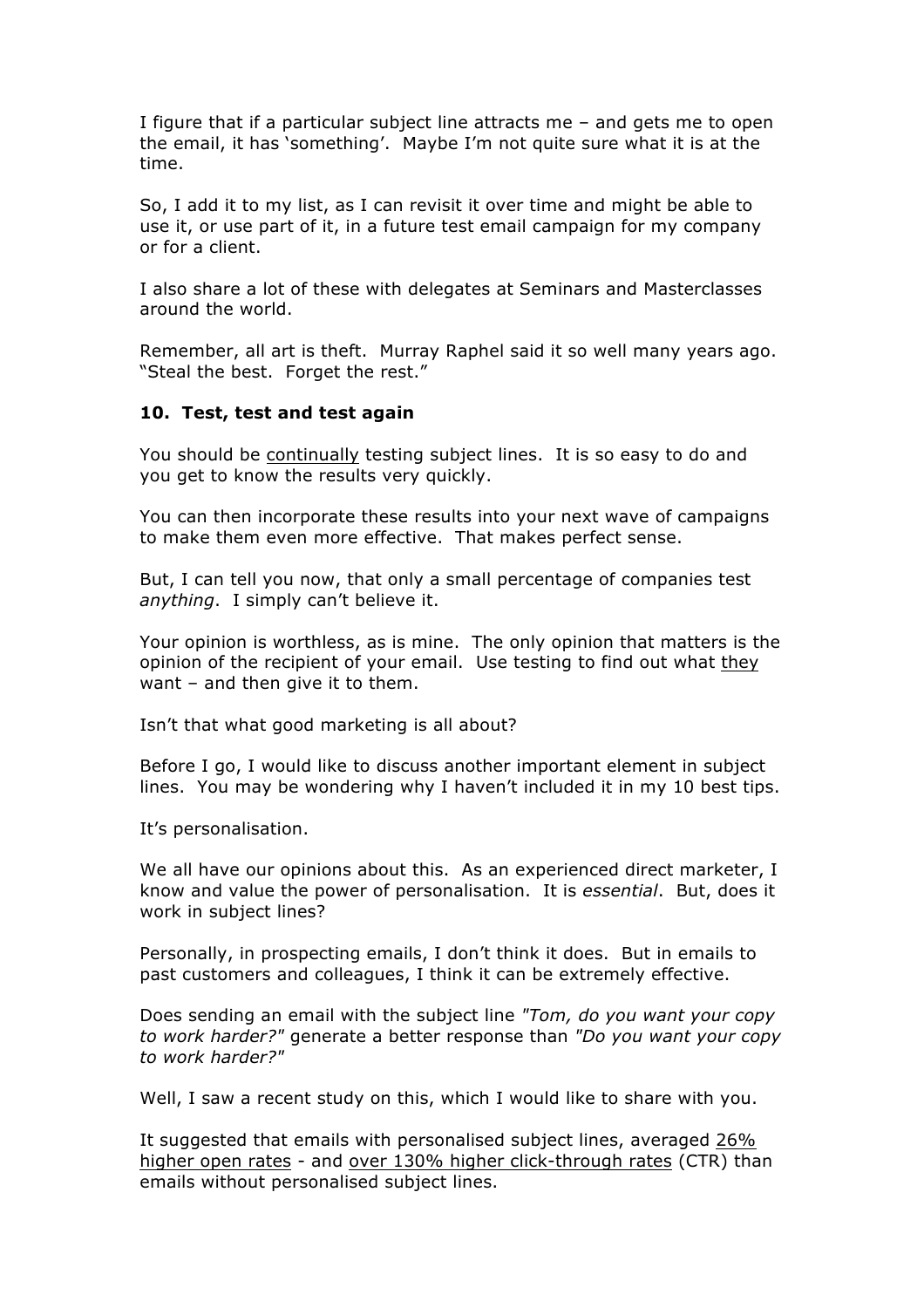I figure that if a particular subject line attracts me – and gets me to open the email, it has 'something'. Maybe I'm not quite sure what it is at the time.

So, I add it to my list, as I can revisit it over time and might be able to use it, or use part of it, in a future test email campaign for my company or for a client.

I also share a lot of these with delegates at Seminars and Masterclasses around the world.

Remember, all art is theft. Murray Raphel said it so well many years ago. "Steal the best. Forget the rest."

**10. Test, test and test again**

You should be <u>continually</u> testing subject lines. It is so easy to do and you get to know the results very quickly.

You can then incorporate these results into your next wave of campaigns to make them even more effective. That makes perfect sense.

But, I can tell you now, that only a small percentage of companies test *anything*. I simply can't believe it.

Your opinion is worthless, as is mine. The only opinion that matters is the opinion of the recipient of your email. Use testing to find out what <u>they</u> want – and then give it to them.

Isn't that what good marketing is all about?

Before I go, I would like to discuss another important element in subject lines. You may be wondering why I haven't included it in my 10 best tips.

It's personalisation.

We all have our opinions about this. As an experienced direct marketer, I know and value the power of personalisation. It is *essential*. But, does it work in subject lines?

Personally, in prospecting emails, I don't think it does. But in emails to past customers and colleagues, I think it can be extremely effective.

Does sending an email with the subject line *"Tom, do you want your copy to work harder?"* generate a better response than *"Do you want your copy to work harder?"*

Well, I saw a recent study on this, which I would like to share with you.

It suggested that emails with personalised subject lines, averaged <u>26% higher open rates</u> - and <u>over 130% higher click-through rates</u> (CTR) than emails without personalised subject lines.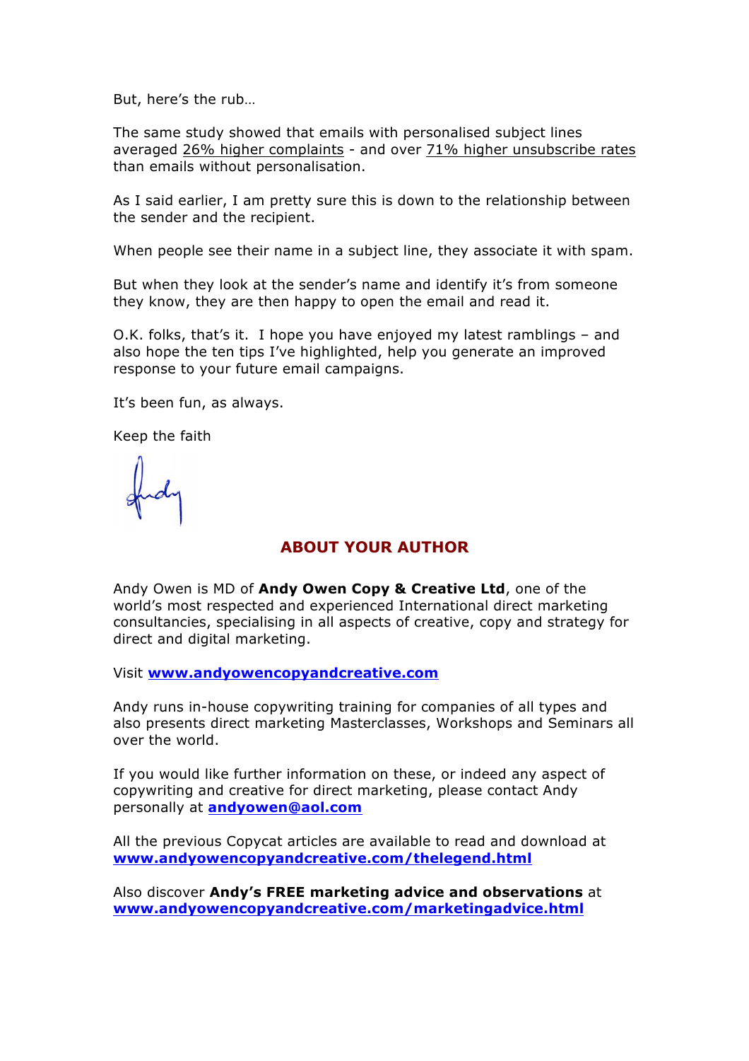But, here's the rub…

The same study showed that emails with personalised subject lines averaged 26% higher complaints - and over 71% higher unsubscribe rates than emails without personalisation.

As I said earlier, I am pretty sure this is down to the relationship between the sender and the recipient.

When people see their name in a subject line, they associate it with spam.

But when they look at the sender's name and identify it's from someone they know, they are then happy to open the email and read it.

O.K. folks, that's it. I hope you have enjoyed my latest ramblings – and also hope the ten tips I've highlighted, help you generate an improved response to your future email campaigns.

It's been fun, as always.

Keep the faith

Andy

## ABOUT YOUR AUTHOR

Andy Owen is MD of **Andy Owen Copy & Creative Ltd**, one of the world's most respected and experienced International direct marketing consultancies, specialising in all aspects of creative, copy and strategy for direct and digital marketing.

Visit **www.andyowencopyandcreative.com**

Andy runs in-house copywriting training for companies of all types and also presents direct marketing Masterclasses, Workshops and Seminars all over the world.

If you would like further information on these, or indeed any aspect of copywriting and creative for direct marketing, please contact Andy personally at **andyowen@aol.com**

All the previous Copycat articles are available to read and download at **www.andyowencopyandcreative.com/thelegend.html**

Also discover **Andy's FREE marketing advice and observations** at **www.andyowencopyandcreative.com/marketingadvice.html**